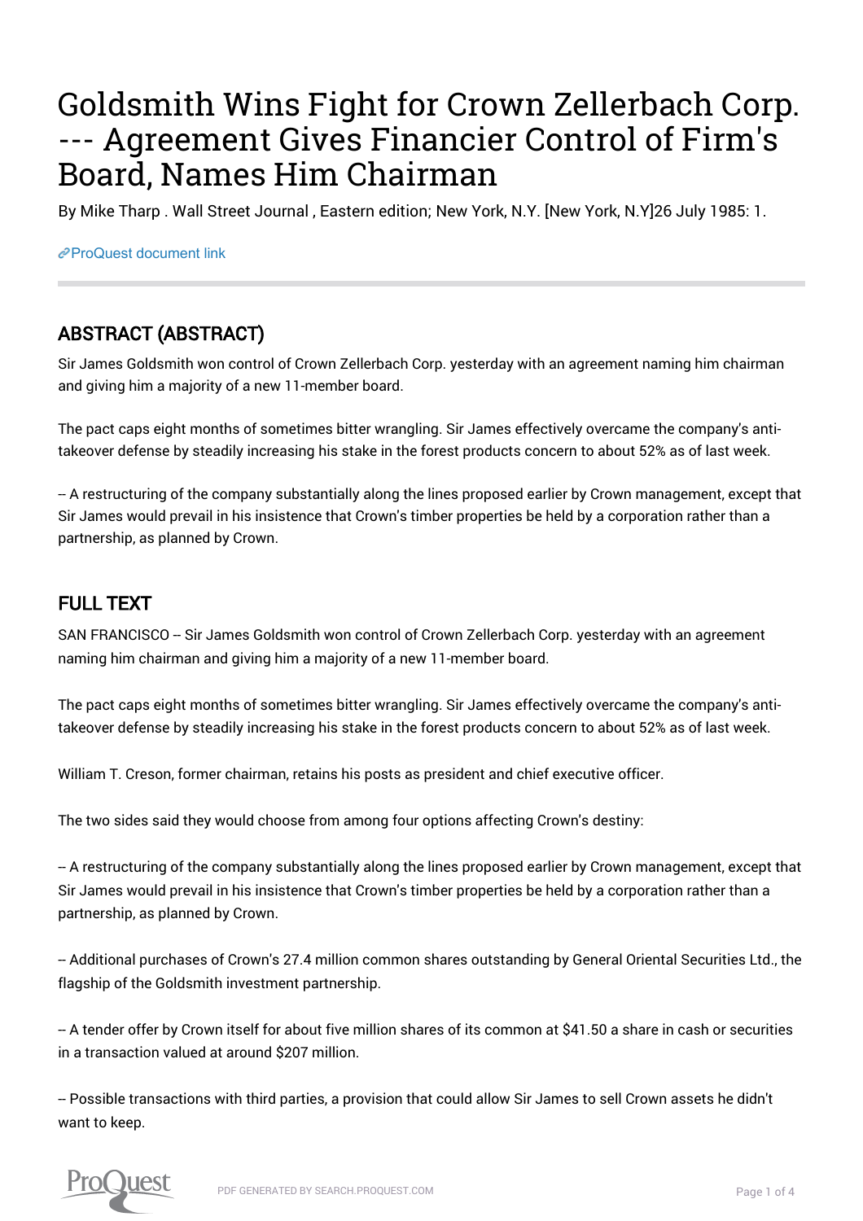# Goldsmith Wins Fight for Crown Zellerbach Corp. --- Agreement Gives Financier Control of Firm's Board, Names Him Chairman

By Mike Tharp . Wall Street Journal , Eastern edition; New York, N.Y. [New York, N.Y]26 July 1985: 1.

ProQuest document link

## ABSTRACT (ABSTRACT)

Sir James Goldsmith won control of Crown Zellerbach Corp. yesterday with an agreement naming him chairman and giving him a majority of a new 11-member board.

The pact caps eight months of sometimes bitter wrangling. Sir James effectively overcame the company's anti-takeover defense by steadily increasing his stake in the forest products concern to about 52% as of last week.

-- A restructuring of the company substantially along the lines proposed earlier by Crown management, except that Sir James would prevail in his insistence that Crown's timber properties be held by a corporation rather than a partnership, as planned by Crown.

## FULL TEXT

SAN FRANCISCO -- Sir James Goldsmith won control of Crown Zellerbach Corp. yesterday with an agreement naming him chairman and giving him a majority of a new 11-member board.

The pact caps eight months of sometimes bitter wrangling. Sir James effectively overcame the company's anti-takeover defense by steadily increasing his stake in the forest products concern to about 52% as of last week.

William T. Creson, former chairman, retains his posts as president and chief executive officer.

The two sides said they would choose from among four options affecting Crown's destiny:

-- A restructuring of the company substantially along the lines proposed earlier by Crown management, except that Sir James would prevail in his insistence that Crown's timber properties be held by a corporation rather than a partnership, as planned by Crown.

-- Additional purchases of Crown's 27.4 million common shares outstanding by General Oriental Securities Ltd., the flagship of the Goldsmith investment partnership.

-- A tender offer by Crown itself for about five million shares of its common at $41.50 a share in cash or securities in a transaction valued at around $207 million.

-- Possible transactions with third parties, a provision that could allow Sir James to sell Crown assets he didn't want to keep.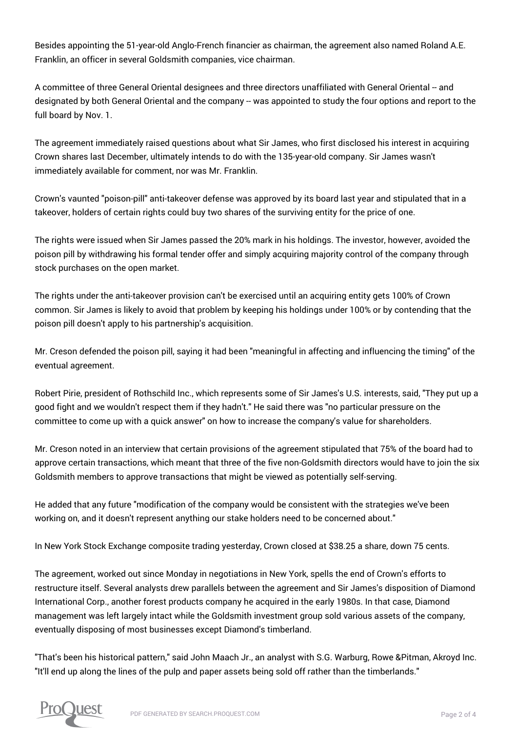Besides appointing the 51-year-old Anglo-French financier as chairman, the agreement also named Roland A.E. Franklin, an officer in several Goldsmith companies, vice chairman.

A committee of three General Oriental designees and three directors unaffiliated with General Oriental -- and designated by both General Oriental and the company -- was appointed to study the four options and report to the full board by Nov. 1.

The agreement immediately raised questions about what Sir James, who first disclosed his interest in acquiring Crown shares last December, ultimately intends to do with the 135-year-old company. Sir James wasn't immediately available for comment, nor was Mr. Franklin.

Crown's vaunted "poison-pill" anti-takeover defense was approved by its board last year and stipulated that in a takeover, holders of certain rights could buy two shares of the surviving entity for the price of one.

The rights were issued when Sir James passed the 20% mark in his holdings. The investor, however, avoided the poison pill by withdrawing his formal tender offer and simply acquiring majority control of the company through stock purchases on the open market.

The rights under the anti-takeover provision can't be exercised until an acquiring entity gets 100% of Crown common. Sir James is likely to avoid that problem by keeping his holdings under 100% or by contending that the poison pill doesn't apply to his partnership's acquisition.

Mr. Creson defended the poison pill, saying it had been "meaningful in affecting and influencing the timing" of the eventual agreement.

Robert Pirie, president of Rothschild Inc., which represents some of Sir James's U.S. interests, said, "They put up a good fight and we wouldn't respect them if they hadn't." He said there was "no particular pressure on the committee to come up with a quick answer" on how to increase the company's value for shareholders.

Mr. Creson noted in an interview that certain provisions of the agreement stipulated that 75% of the board had to approve certain transactions, which meant that three of the five non-Goldsmith directors would have to join the six Goldsmith members to approve transactions that might be viewed as potentially self-serving.

He added that any future "modification of the company would be consistent with the strategies we've been working on, and it doesn't represent anything our stake holders need to be concerned about."

In New York Stock Exchange composite trading yesterday, Crown closed at $38.25 a share, down 75 cents.

The agreement, worked out since Monday in negotiations in New York, spells the end of Crown's efforts to restructure itself. Several analysts drew parallels between the agreement and Sir James's disposition of Diamond International Corp., another forest products company he acquired in the early 1980s. In that case, Diamond management was left largely intact while the Goldsmith investment group sold various assets of the company, eventually disposing of most businesses except Diamond's timberland.

"That's been his historical pattern," said John Maach Jr., an analyst with S.G. Warburg, Rowe &Pitman, Akroyd Inc. "It'll end up along the lines of the pulp and paper assets being sold off rather than the timberlands."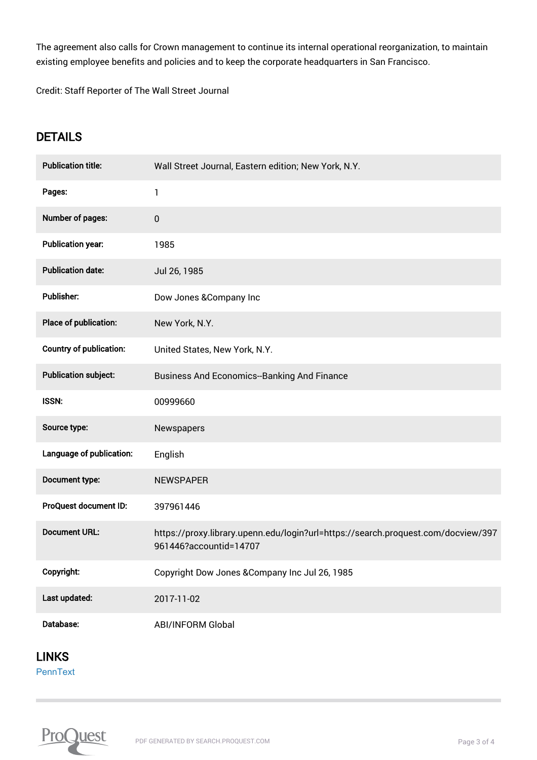The agreement also calls for Crown management to continue its internal operational reorganization, to maintain existing employee benefits and policies and to keep the corporate headquarters in San Francisco.

Credit: Staff Reporter of The Wall Street Journal

## DETAILS

| | |
|---|---|
| **Publication title:** | Wall Street Journal, Eastern edition; New York, N.Y. |
| **Pages:** | 1 |
| **Number of pages:** | 0 |
| **Publication year:** | 1985 |
| **Publication date:** | Jul 26, 1985 |
| **Publisher:** | Dow Jones &Company Inc |
| **Place of publication:** | New York, N.Y. |
| **Country of publication:** | United States, New York, N.Y. |
| **Publication subject:** | Business And Economics--Banking And Finance |
| **ISSN:** | 00999660 |
| **Source type:** | Newspapers |
| **Language of publication:** | English |
| **Document type:** | NEWSPAPER |
| **ProQuest document ID:** | 397961446 |
| **Document URL:** | https://proxy.library.upenn.edu/login?url=https://search.proquest.com/docview/397961446?accountid=14707 |
| **Copyright:** | Copyright Dow Jones &Company Inc Jul 26, 1985 |
| **Last updated:** | 2017-11-02 |
| **Database:** | ABI/INFORM Global |

## LINKS

PennText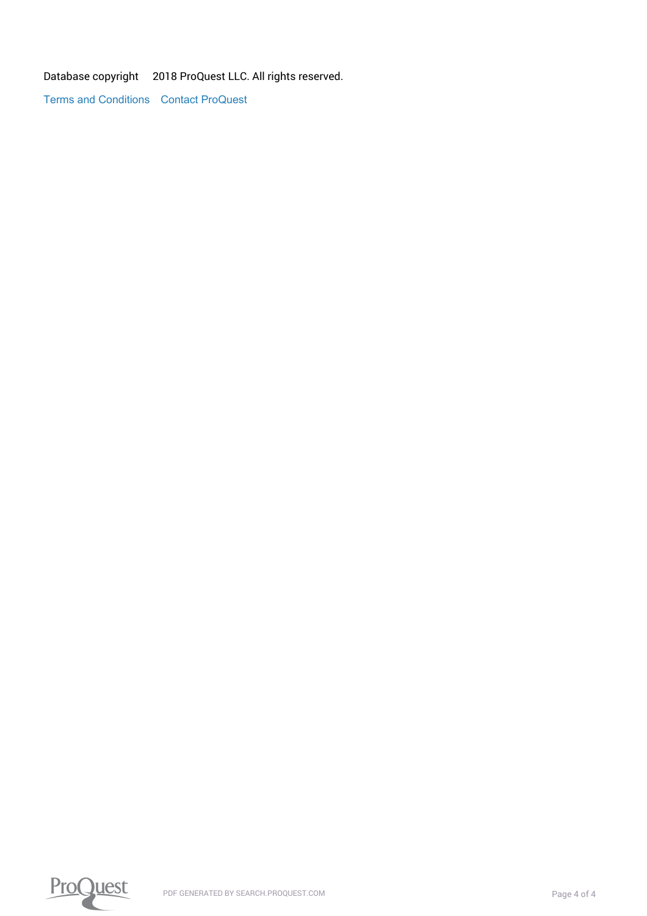Database copyright  2018 ProQuest LLC. All rights reserved.

Terms and Conditions  Contact ProQuest